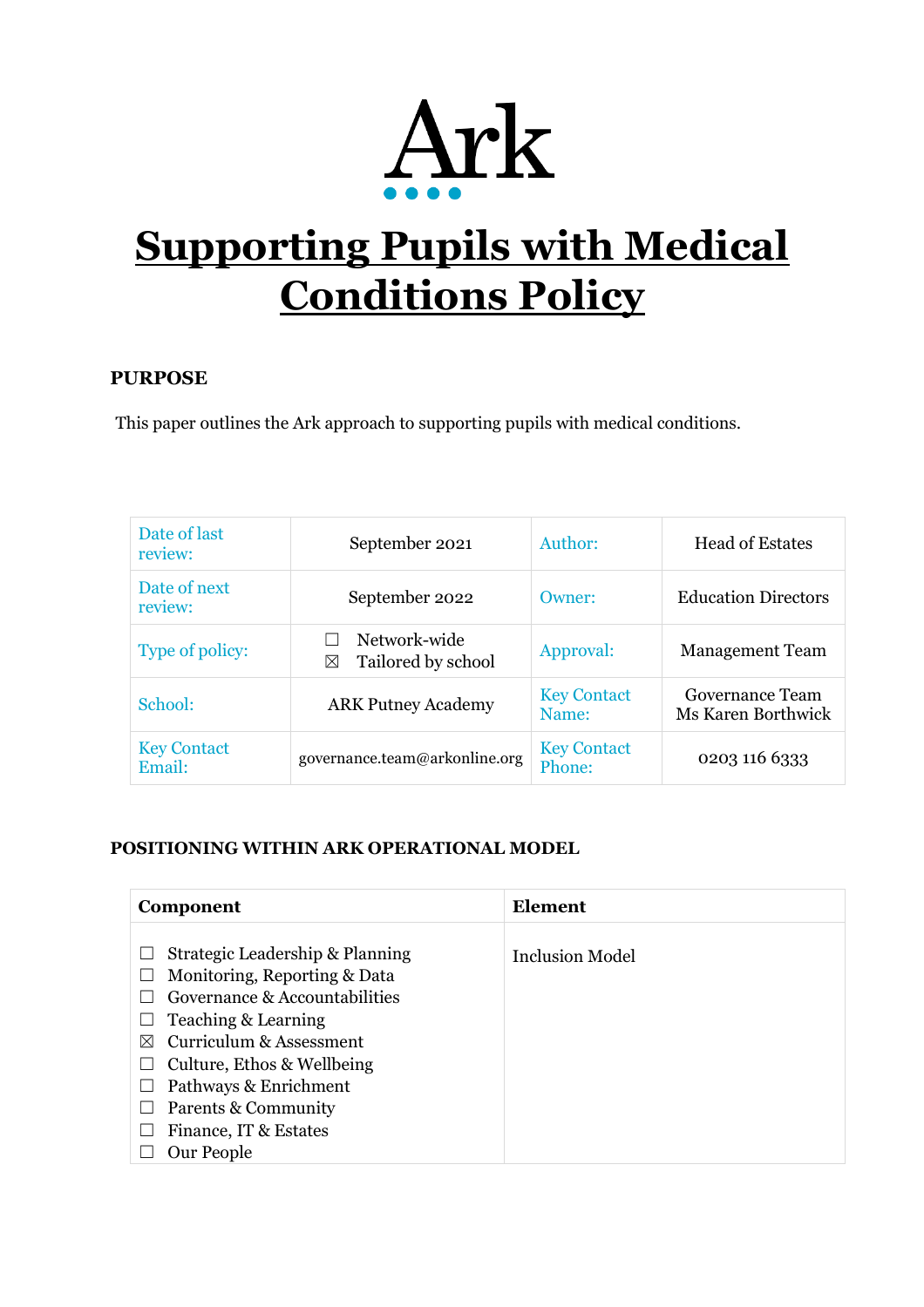Ark

# Supporting Pupils with Medical Conditions Policy

**PURPOSE**

This paper outlines the Ark approach to supporting pupils with medical conditions.

| Date of last review: | September 2021 | Author: | Head of Estates |
|---|---|---|---|
| Date of next review: | September 2022 | Owner: | Education Directors |
| Type of policy: | ☐ Network-wide<br>☒ Tailored by school | Approval: | Management Team |
| School: | ARK Putney Academy | Key Contact Name: | Governance Team<br>Ms Karen Borthwick |
| Key Contact Email: | governance.team@arkonline.org | Key Contact Phone: | 0203 116 6333 |

**POSITIONING WITHIN ARK OPERATIONAL MODEL**

| Component | Element |
|---|---|
| ☐ Strategic Leadership & Planning<br>☐ Monitoring, Reporting & Data<br>☐ Governance & Accountabilities<br>☐ Teaching & Learning<br>☒ Curriculum & Assessment<br>☐ Culture, Ethos & Wellbeing<br>☐ Pathways & Enrichment<br>☐ Parents & Community<br>☐ Finance, IT & Estates<br>☐ Our People | Inclusion Model |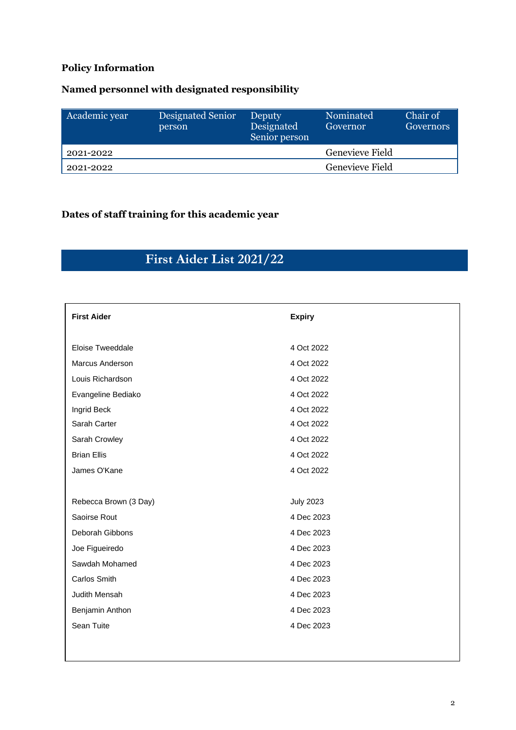**Policy Information**

**Named personnel with designated responsibility**

| Academic year | Designated Senior person | Deputy Designated Senior person | Nominated Governor | Chair of Governors |
|---|---|---|---|---|
| 2021-2022 | | | Genevieve Field | |
| 2021-2022 | | | Genevieve Field | |

**Dates of staff training for this academic year**

## First Aider List 2021/22

| First Aider | Expiry |
|---|---|
| Eloise Tweeddale | 4 Oct 2022 |
| Marcus Anderson | 4 Oct 2022 |
| Louis Richardson | 4 Oct 2022 |
| Evangeline Bediako | 4 Oct 2022 |
| Ingrid Beck | 4 Oct 2022 |
| Sarah Carter | 4 Oct 2022 |
| Sarah Crowley | 4 Oct 2022 |
| Brian Ellis | 4 Oct 2022 |
| James O'Kane | 4 Oct 2022 |
| | |
| Rebecca Brown (3 Day) | July 2023 |
| Saoirse Rout | 4 Dec 2023 |
| Deborah Gibbons | 4 Dec 2023 |
| Joe Figueiredo | 4 Dec 2023 |
| Sawdah Mohamed | 4 Dec 2023 |
| Carlos Smith | 4 Dec 2023 |
| Judith Mensah | 4 Dec 2023 |
| Benjamin Anthon | 4 Dec 2023 |
| Sean Tuite | 4 Dec 2023 |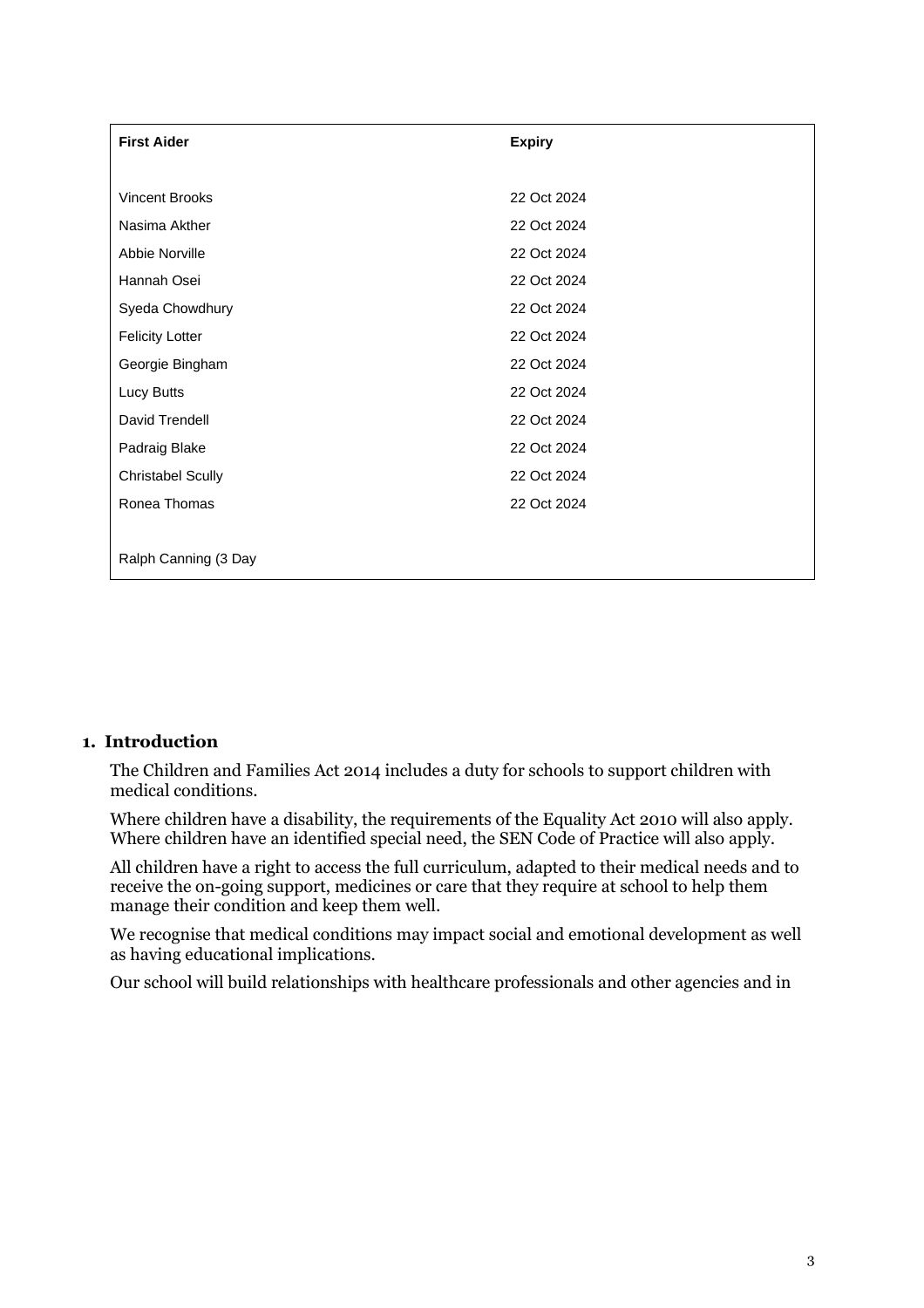| First Aider | Expiry |
|---|---|
| Vincent Brooks | 22 Oct 2024 |
| Nasima Akther | 22 Oct 2024 |
| Abbie Norville | 22 Oct 2024 |
| Hannah Osei | 22 Oct 2024 |
| Syeda Chowdhury | 22 Oct 2024 |
| Felicity Lotter | 22 Oct 2024 |
| Georgie Bingham | 22 Oct 2024 |
| Lucy Butts | 22 Oct 2024 |
| David Trendell | 22 Oct 2024 |
| Padraig Blake | 22 Oct 2024 |
| Christabel Scully | 22 Oct 2024 |
| Ronea Thomas | 22 Oct 2024 |
| Ralph Canning (3 Day | |

## 1. Introduction

The Children and Families Act 2014 includes a duty for schools to support children with medical conditions.

Where children have a disability, the requirements of the Equality Act 2010 will also apply. Where children have an identified special need, the SEN Code of Practice will also apply.

All children have a right to access the full curriculum, adapted to their medical needs and to receive the on-going support, medicines or care that they require at school to help them manage their condition and keep them well.

We recognise that medical conditions may impact social and emotional development as well as having educational implications.

Our school will build relationships with healthcare professionals and other agencies and in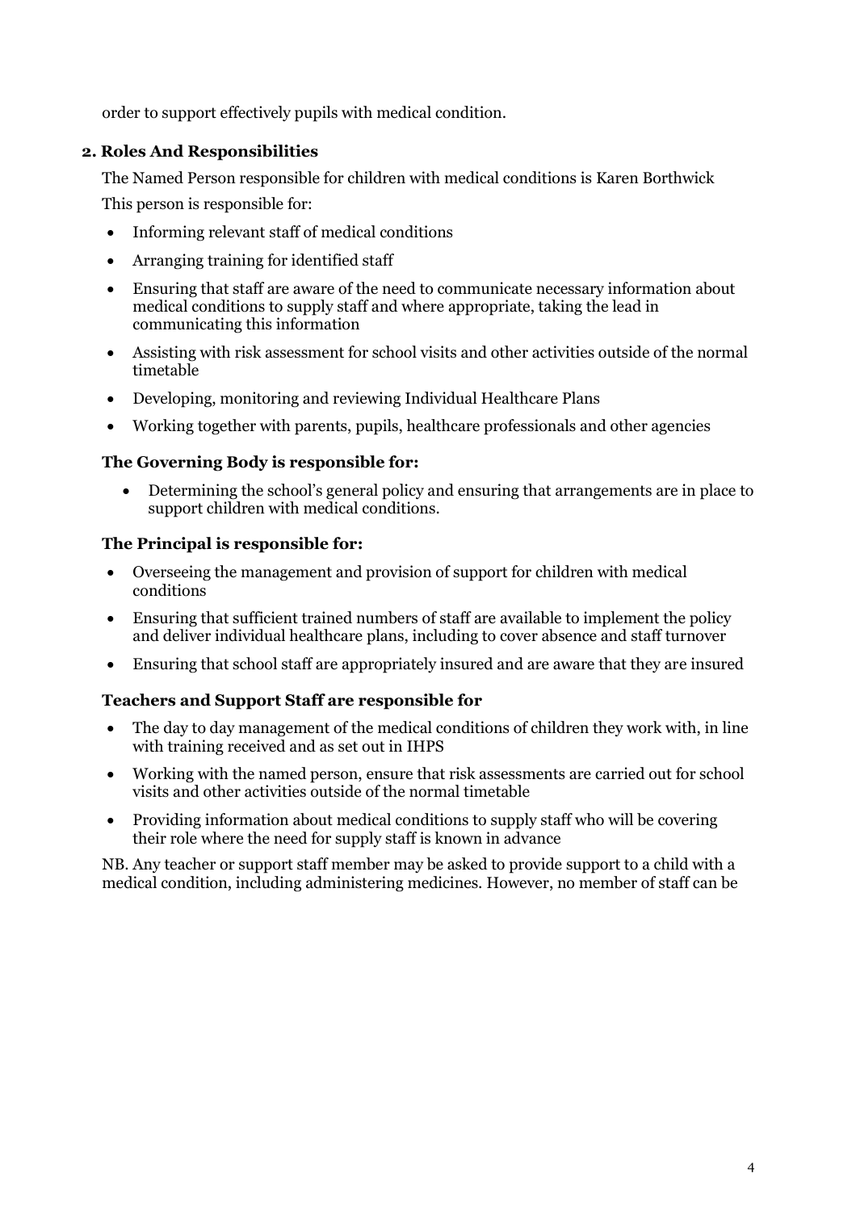order to support effectively pupils with medical condition.

## 2. Roles And Responsibilities

The Named Person responsible for children with medical conditions is Karen Borthwick

This person is responsible for:

- Informing relevant staff of medical conditions
- Arranging training for identified staff
- Ensuring that staff are aware of the need to communicate necessary information about medical conditions to supply staff and where appropriate, taking the lead in communicating this information
- Assisting with risk assessment for school visits and other activities outside of the normal timetable
- Developing, monitoring and reviewing Individual Healthcare Plans
- Working together with parents, pupils, healthcare professionals and other agencies

### The Governing Body is responsible for:

- Determining the school's general policy and ensuring that arrangements are in place to support children with medical conditions.

### The Principal is responsible for:

- Overseeing the management and provision of support for children with medical conditions
- Ensuring that sufficient trained numbers of staff are available to implement the policy and deliver individual healthcare plans, including to cover absence and staff turnover
- Ensuring that school staff are appropriately insured and are aware that they are insured

### Teachers and Support Staff are responsible for

- The day to day management of the medical conditions of children they work with, in line with training received and as set out in IHPS
- Working with the named person, ensure that risk assessments are carried out for school visits and other activities outside of the normal timetable
- Providing information about medical conditions to supply staff who will be covering their role where the need for supply staff is known in advance

NB. Any teacher or support staff member may be asked to provide support to a child with a medical condition, including administering medicines. However, no member of staff can be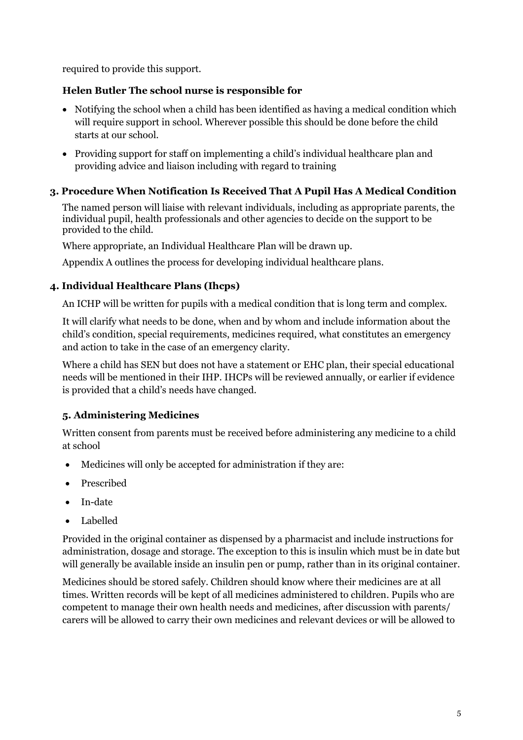required to provide this support.

**Helen Butler The school nurse is responsible for**

- Notifying the school when a child has been identified as having a medical condition which will require support in school. Wherever possible this should be done before the child starts at our school.
- Providing support for staff on implementing a child's individual healthcare plan and providing advice and liaison including with regard to training

### 3. Procedure When Notification Is Received That A Pupil Has A Medical Condition

The named person will liaise with relevant individuals, including as appropriate parents, the individual pupil, health professionals and other agencies to decide on the support to be provided to the child.

Where appropriate, an Individual Healthcare Plan will be drawn up.

Appendix A outlines the process for developing individual healthcare plans.

### 4. Individual Healthcare Plans (Ihcps)

An ICHP will be written for pupils with a medical condition that is long term and complex.

It will clarify what needs to be done, when and by whom and include information about the child's condition, special requirements, medicines required, what constitutes an emergency and action to take in the case of an emergency clarity.

Where a child has SEN but does not have a statement or EHC plan, their special educational needs will be mentioned in their IHP. IHCPs will be reviewed annually, or earlier if evidence is provided that a child's needs have changed.

### 5. Administering Medicines

Written consent from parents must be received before administering any medicine to a child at school

- Medicines will only be accepted for administration if they are:
- Prescribed
- In-date
- Labelled

Provided in the original container as dispensed by a pharmacist and include instructions for administration, dosage and storage. The exception to this is insulin which must be in date but will generally be available inside an insulin pen or pump, rather than in its original container.

Medicines should be stored safely. Children should know where their medicines are at all times. Written records will be kept of all medicines administered to children. Pupils who are competent to manage their own health needs and medicines, after discussion with parents/ carers will be allowed to carry their own medicines and relevant devices or will be allowed to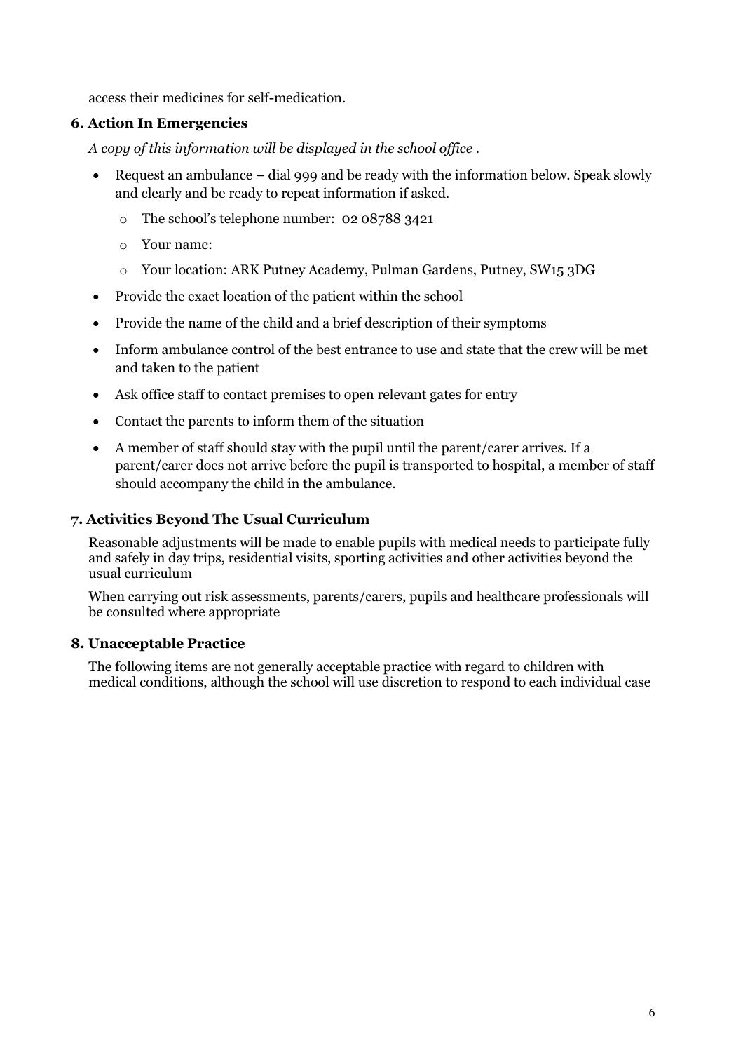access their medicines for self-medication.

### 6. Action In Emergencies

*A copy of this information will be displayed in the school office .*

- Request an ambulance – dial 999 and be ready with the information below. Speak slowly and clearly and be ready to repeat information if asked.
    - The school's telephone number: 02 08788 3421
    - Your name:
    - Your location: ARK Putney Academy, Pulman Gardens, Putney, SW15 3DG
- Provide the exact location of the patient within the school
- Provide the name of the child and a brief description of their symptoms
- Inform ambulance control of the best entrance to use and state that the crew will be met and taken to the patient
- Ask office staff to contact premises to open relevant gates for entry
- Contact the parents to inform them of the situation
- A member of staff should stay with the pupil until the parent/carer arrives. If a parent/carer does not arrive before the pupil is transported to hospital, a member of staff should accompany the child in the ambulance.

### 7. Activities Beyond The Usual Curriculum

Reasonable adjustments will be made to enable pupils with medical needs to participate fully and safely in day trips, residential visits, sporting activities and other activities beyond the usual curriculum

When carrying out risk assessments, parents/carers, pupils and healthcare professionals will be consulted where appropriate

### 8. Unacceptable Practice

The following items are not generally acceptable practice with regard to children with medical conditions, although the school will use discretion to respond to each individual case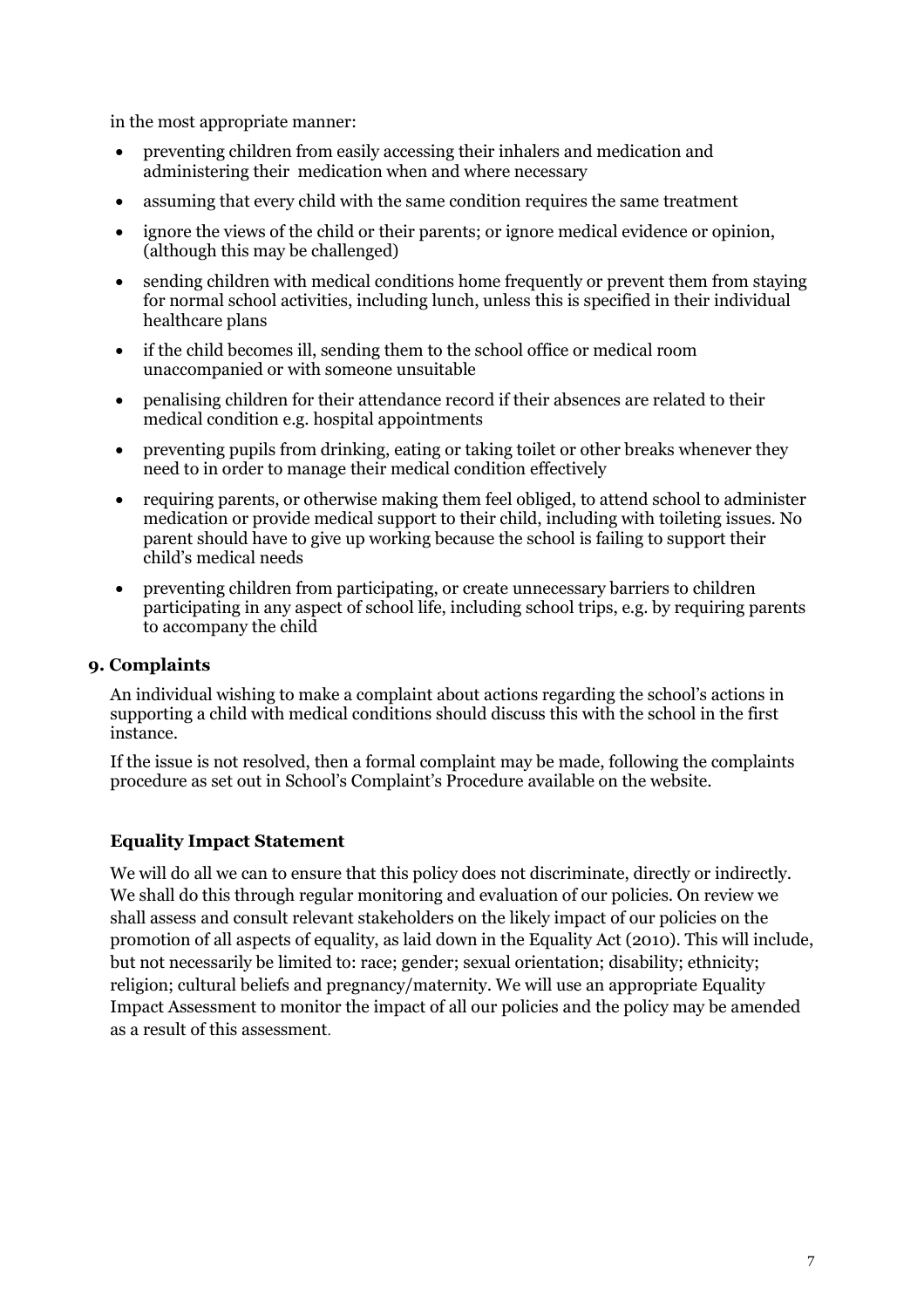in the most appropriate manner:

- preventing children from easily accessing their inhalers and medication and administering their medication when and where necessary
- assuming that every child with the same condition requires the same treatment
- ignore the views of the child or their parents; or ignore medical evidence or opinion, (although this may be challenged)
- sending children with medical conditions home frequently or prevent them from staying for normal school activities, including lunch, unless this is specified in their individual healthcare plans
- if the child becomes ill, sending them to the school office or medical room unaccompanied or with someone unsuitable
- penalising children for their attendance record if their absences are related to their medical condition e.g. hospital appointments
- preventing pupils from drinking, eating or taking toilet or other breaks whenever they need to in order to manage their medical condition effectively
- requiring parents, or otherwise making them feel obliged, to attend school to administer medication or provide medical support to their child, including with toileting issues. No parent should have to give up working because the school is failing to support their child's medical needs
- preventing children from participating, or create unnecessary barriers to children participating in any aspect of school life, including school trips, e.g. by requiring parents to accompany the child

## 9. Complaints

An individual wishing to make a complaint about actions regarding the school's actions in supporting a child with medical conditions should discuss this with the school in the first instance.

If the issue is not resolved, then a formal complaint may be made, following the complaints procedure as set out in School's Complaint's Procedure available on the website.

### Equality Impact Statement

We will do all we can to ensure that this policy does not discriminate, directly or indirectly. We shall do this through regular monitoring and evaluation of our policies. On review we shall assess and consult relevant stakeholders on the likely impact of our policies on the promotion of all aspects of equality, as laid down in the Equality Act (2010). This will include, but not necessarily be limited to: race; gender; sexual orientation; disability; ethnicity; religion; cultural beliefs and pregnancy/maternity. We will use an appropriate Equality Impact Assessment to monitor the impact of all our policies and the policy may be amended as a result of this assessment.